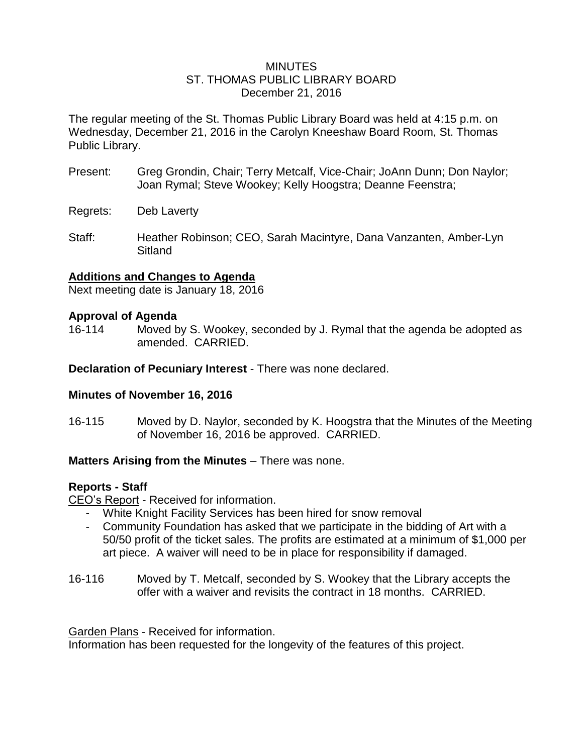# MINUTES
## ST. THOMAS PUBLIC LIBRARY BOARD
### December 21, 2016

The regular meeting of the St. Thomas Public Library Board was held at 4:15 p.m. on Wednesday, December 21, 2016 in the Carolyn Kneeshaw Board Room, St. Thomas Public Library.

Present: Greg Grondin, Chair; Terry Metcalf, Vice-Chair; JoAnn Dunn; Don Naylor; Joan Rymal; Steve Wookey; Kelly Hoogstra; Deanne Feenstra;

Regrets: Deb Laverty

Staff: Heather Robinson; CEO, Sarah Macintyre, Dana Vanzanten, Amber-Lyn Sitland

**Additions and Changes to Agenda**

Next meeting date is January 18, 2016

**Approval of Agenda**

16-114 Moved by S. Wookey, seconded by J. Rymal that the agenda be adopted as amended. CARRIED.

**Declaration of Pecuniary Interest** - There was none declared.

**Minutes of November 16, 2016**

16-115 Moved by D. Naylor, seconded by K. Hoogstra that the Minutes of the Meeting of November 16, 2016 be approved. CARRIED.

**Matters Arising from the Minutes** – There was none.

**Reports - Staff**

CEO's Report - Received for information.

- White Knight Facility Services has been hired for snow removal
- Community Foundation has asked that we participate in the bidding of Art with a 50/50 profit of the ticket sales. The profits are estimated at a minimum of $1,000 per art piece. A waiver will need to be in place for responsibility if damaged.

16-116 Moved by T. Metcalf, seconded by S. Wookey that the Library accepts the offer with a waiver and revisits the contract in 18 months. CARRIED.

Garden Plans - Received for information.

Information has been requested for the longevity of the features of this project.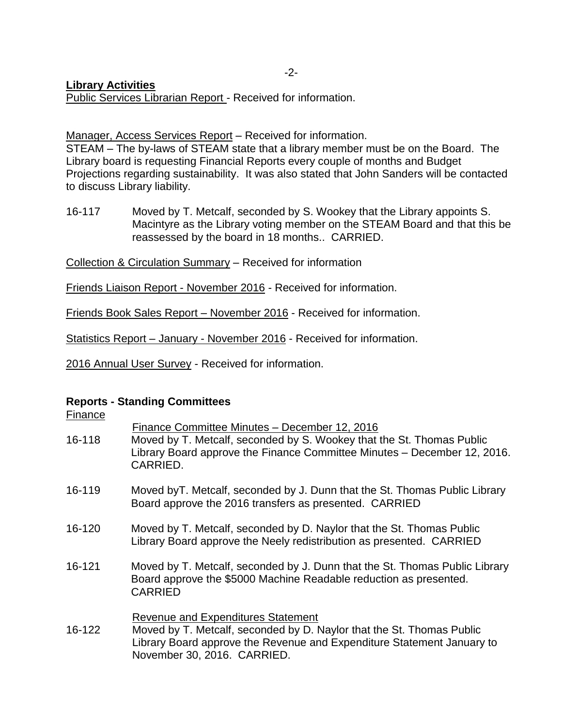**Library Activities**

Public Services Librarian Report - Received for information.

Manager, Access Services Report – Received for information.

STEAM – The by-laws of STEAM state that a library member must be on the Board. The Library board is requesting Financial Reports every couple of months and Budget Projections regarding sustainability. It was also stated that John Sanders will be contacted to discuss Library liability.

16-117 Moved by T. Metcalf, seconded by S. Wookey that the Library appoints S. Macintyre as the Library voting member on the STEAM Board and that this be reassessed by the board in 18 months.. CARRIED.

Collection & Circulation Summary – Received for information

Friends Liaison Report - November 2016 - Received for information.

Friends Book Sales Report – November 2016 - Received for information.

Statistics Report – January - November 2016 - Received for information.

2016 Annual User Survey - Received for information.

**Reports - Standing Committees**

Finance

Finance Committee Minutes – December 12, 2016

16-118 Moved by T. Metcalf, seconded by S. Wookey that the St. Thomas Public Library Board approve the Finance Committee Minutes – December 12, 2016. CARRIED.

16-119 Moved byT. Metcalf, seconded by J. Dunn that the St. Thomas Public Library Board approve the 2016 transfers as presented. CARRIED

16-120 Moved by T. Metcalf, seconded by D. Naylor that the St. Thomas Public Library Board approve the Neely redistribution as presented. CARRIED

16-121 Moved by T. Metcalf, seconded by J. Dunn that the St. Thomas Public Library Board approve the $5000 Machine Readable reduction as presented. CARRIED

Revenue and Expenditures Statement

16-122 Moved by T. Metcalf, seconded by D. Naylor that the St. Thomas Public Library Board approve the Revenue and Expenditure Statement January to November 30, 2016. CARRIED.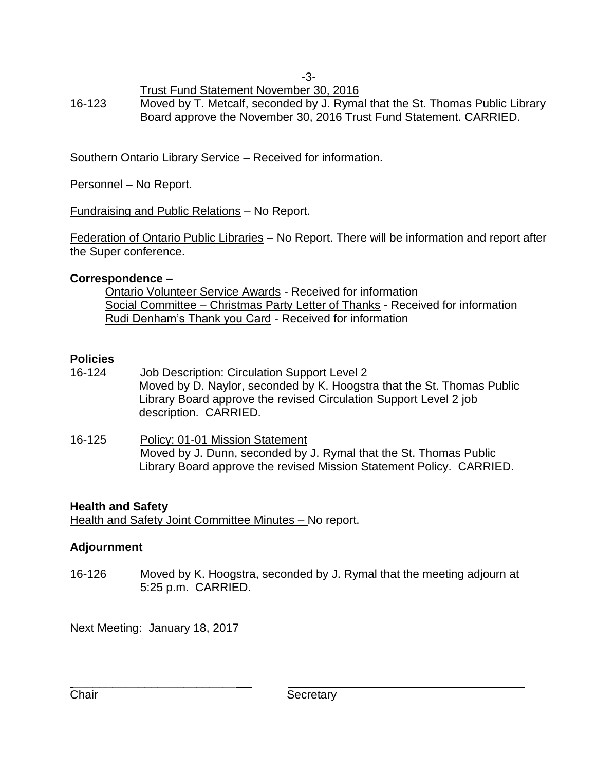Trust Fund Statement November 30, 2016

16-123 Moved by T. Metcalf, seconded by J. Rymal that the St. Thomas Public Library Board approve the November 30, 2016 Trust Fund Statement. CARRIED.

Southern Ontario Library Service – Received for information.

Personnel – No Report.

Fundraising and Public Relations – No Report.

Federation of Ontario Public Libraries – No Report. There will be information and report after the Super conference.

**Correspondence –**

Ontario Volunteer Service Awards - Received for information
Social Committee – Christmas Party Letter of Thanks - Received for information
Rudi Denham's Thank you Card - Received for information

**Policies**

16-124 Job Description: Circulation Support Level 2
Moved by D. Naylor, seconded by K. Hoogstra that the St. Thomas Public Library Board approve the revised Circulation Support Level 2 job description. CARRIED.

16-125 Policy: 01-01 Mission Statement
Moved by J. Dunn, seconded by J. Rymal that the St. Thomas Public Library Board approve the revised Mission Statement Policy. CARRIED.

**Health and Safety**

Health and Safety Joint Committee Minutes – No report.

**Adjournment**

16-126 Moved by K. Hoogstra, seconded by J. Rymal that the meeting adjourn at 5:25 p.m. CARRIED.

Next Meeting: January 18, 2017

\_\_\_\_\_\_\_\_\_\_\_\_\_\_\_\_\_\_\_\_\_\_\_\_\_\_\_\_ \_\_\_\_\_\_\_\_\_\_\_\_\_\_\_\_\_\_\_\_\_\_\_\_\_\_\_\_

Chair Secretary